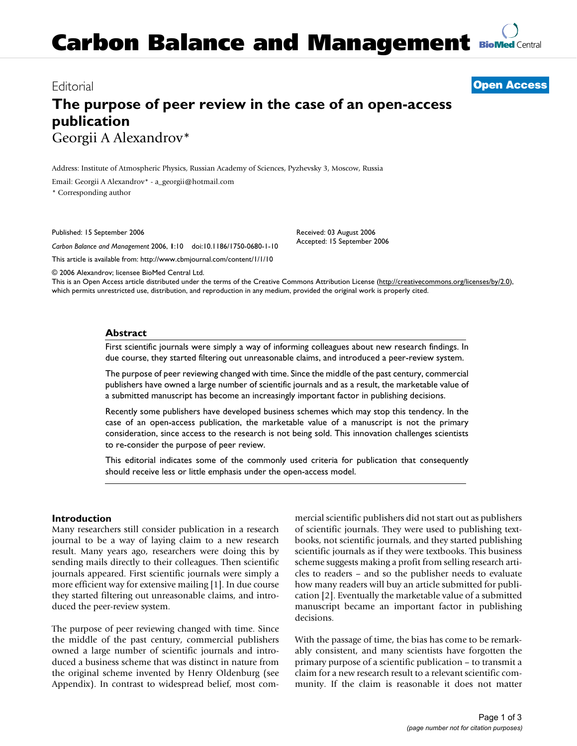# Carbon Balance and Management

Editorial

**Open Access**

## The purpose of peer review in the case of an open-access publication

Georgii A Alexandrov*

Address: Institute of Atmospheric Physics, Russian Academy of Sciences, Pyzhevsky 3, Moscow, Russia

Email: Georgii A Alexandrov* - a_georgii@hotmail.com

\* Corresponding author

Published: 15 September 2006

*Carbon Balance and Management* 2006, **1**:10 doi:10.1186/1750-0680-1-10

This article is available from: http://www.cbmjournal.com/content/1/1/10

Received: 03 August 2006
Accepted: 15 September 2006

© 2006 Alexandrov; licensee BioMed Central Ltd.
This is an Open Access article distributed under the terms of the Creative Commons Attribution License (http://creativecommons.org/licenses/by/2.0), which permits unrestricted use, distribution, and reproduction in any medium, provided the original work is properly cited.

### Abstract

First scientific journals were simply a way of informing colleagues about new research findings. In due course, they started filtering out unreasonable claims, and introduced a peer-review system.

The purpose of peer reviewing changed with time. Since the middle of the past century, commercial publishers have owned a large number of scientific journals and as a result, the marketable value of a submitted manuscript has become an increasingly important factor in publishing decisions.

Recently some publishers have developed business schemes which may stop this tendency. In the case of an open-access publication, the marketable value of a manuscript is not the primary consideration, since access to the research is not being sold. This innovation challenges scientists to re-consider the purpose of peer review.

This editorial indicates some of the commonly used criteria for publication that consequently should receive less or little emphasis under the open-access model.

### Introduction

Many researchers still consider publication in a research journal to be a way of laying claim to a new research result. Many years ago, researchers were doing this by sending mails directly to their colleagues. Then scientific journals appeared. First scientific journals were simply a more efficient way for extensive mailing [1]. In due course they started filtering out unreasonable claims, and introduced the peer-review system.

The purpose of peer reviewing changed with time. Since the middle of the past century, commercial publishers owned a large number of scientific journals and introduced a business scheme that was distinct in nature from the original scheme invented by Henry Oldenburg (see Appendix). In contrast to widespread belief, most commercial scientific publishers did not start out as publishers of scientific journals. They were used to publishing textbooks, not scientific journals, and they started publishing scientific journals as if they were textbooks. This business scheme suggests making a profit from selling research articles to readers – and so the publisher needs to evaluate how many readers will buy an article submitted for publication [2]. Eventually the marketable value of a submitted manuscript became an important factor in publishing decisions.

With the passage of time, the bias has come to be remarkably consistent, and many scientists have forgotten the primary purpose of a scientific publication – to transmit a claim for a new research result to a relevant scientific community. If the claim is reasonable it does not matter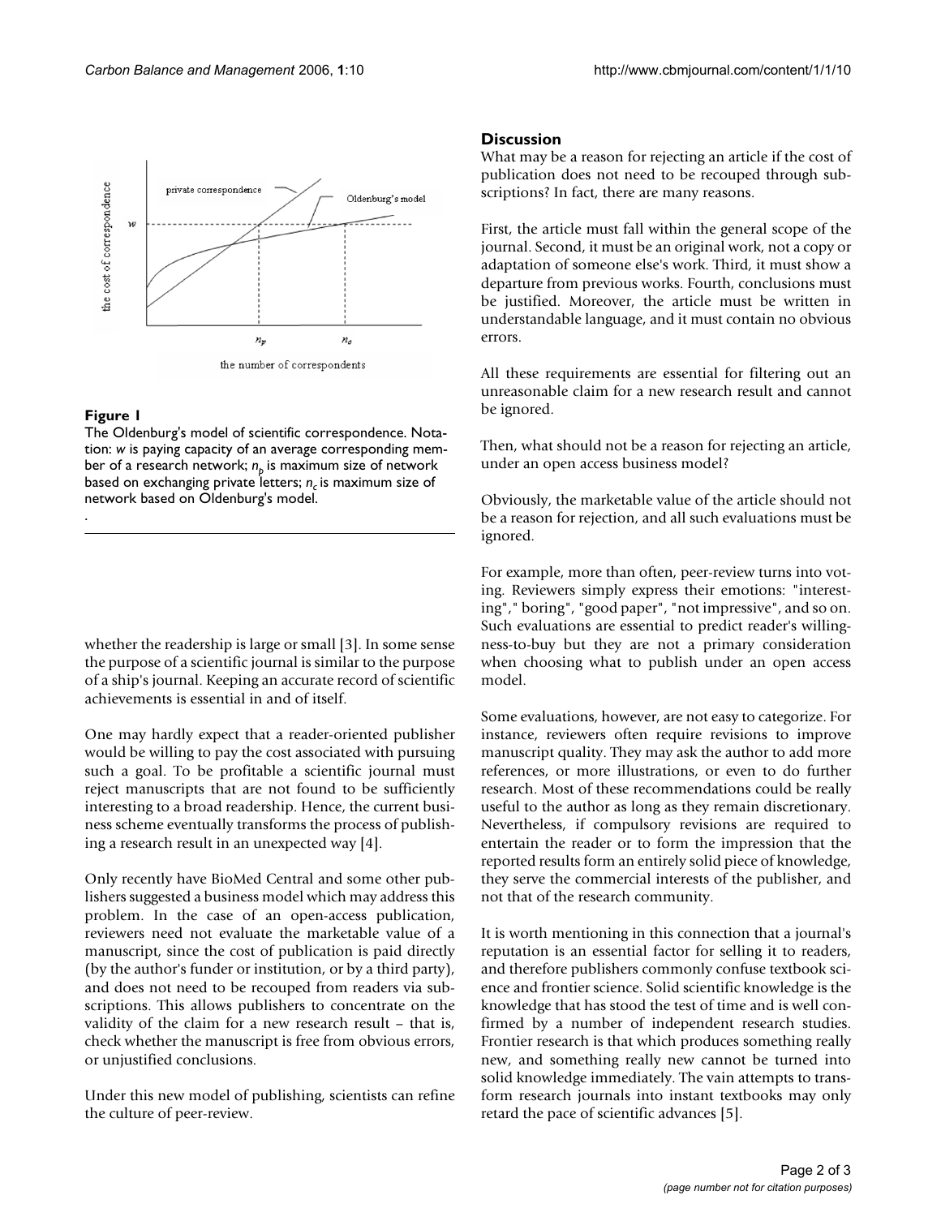private correspondence

Oldenburg's model

the cost of correspondence

$w$

$n_p$

$n_o$

the number of correspondents

**Figure 1**

The Oldenburg's model of scientific correspondence. Notation: $w$ is paying capacity of an average corresponding member of a research network; $n_p$ is maximum size of network based on exchanging private letters; $n_c$ is maximum size of network based on Oldenburg's model.

.

whether the readership is large or small [3]. In some sense the purpose of a scientific journal is similar to the purpose of a ship's journal. Keeping an accurate record of scientific achievements is essential in and of itself.

One may hardly expect that a reader-oriented publisher would be willing to pay the cost associated with pursuing such a goal. To be profitable a scientific journal must reject manuscripts that are not found to be sufficiently interesting to a broad readership. Hence, the current business scheme eventually transforms the process of publishing a research result in an unexpected way [4].

Only recently have BioMed Central and some other publishers suggested a business model which may address this problem. In the case of an open-access publication, reviewers need not evaluate the marketable value of a manuscript, since the cost of publication is paid directly (by the author's funder or institution, or by a third party), and does not need to be recouped from readers via subscriptions. This allows publishers to concentrate on the validity of the claim for a new research result – that is, check whether the manuscript is free from obvious errors, or unjustified conclusions.

Under this new model of publishing, scientists can refine the culture of peer-review.

## Discussion

What may be a reason for rejecting an article if the cost of publication does not need to be recouped through subscriptions? In fact, there are many reasons.

First, the article must fall within the general scope of the journal. Second, it must be an original work, not a copy or adaptation of someone else's work. Third, it must show a departure from previous works. Fourth, conclusions must be justified. Moreover, the article must be written in understandable language, and it must contain no obvious errors.

All these requirements are essential for filtering out an unreasonable claim for a new research result and cannot be ignored.

Then, what should not be a reason for rejecting an article, under an open access business model?

Obviously, the marketable value of the article should not be a reason for rejection, and all such evaluations must be ignored.

For example, more than often, peer-review turns into voting. Reviewers simply express their emotions: "interesting"," boring", "good paper", "not impressive", and so on. Such evaluations are essential to predict reader's willingness-to-buy but they are not a primary consideration when choosing what to publish under an open access model.

Some evaluations, however, are not easy to categorize. For instance, reviewers often require revisions to improve manuscript quality. They may ask the author to add more references, or more illustrations, or even to do further research. Most of these recommendations could be really useful to the author as long as they remain discretionary. Nevertheless, if compulsory revisions are required to entertain the reader or to form the impression that the reported results form an entirely solid piece of knowledge, they serve the commercial interests of the publisher, and not that of the research community.

It is worth mentioning in this connection that a journal's reputation is an essential factor for selling it to readers, and therefore publishers commonly confuse textbook science and frontier science. Solid scientific knowledge is the knowledge that has stood the test of time and is well confirmed by a number of independent research studies. Frontier research is that which produces something really new, and something really new cannot be turned into solid knowledge immediately. The vain attempts to transform research journals into instant textbooks may only retard the pace of scientific advances [5].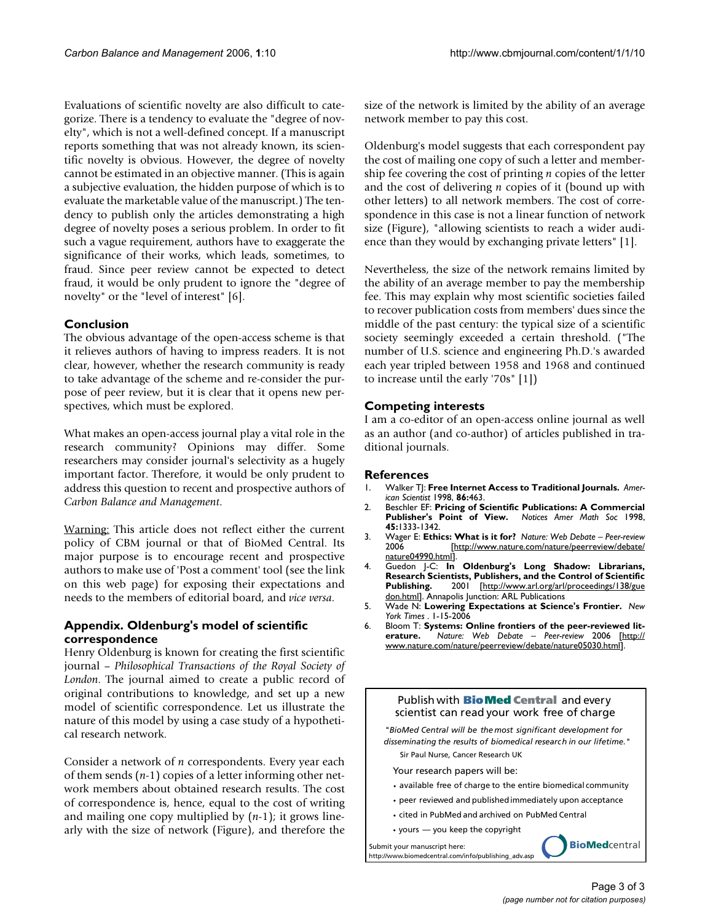Evaluations of scientific novelty are also difficult to categorize. There is a tendency to evaluate the "degree of novelty", which is not a well-defined concept. If a manuscript reports something that was not already known, its scientific novelty is obvious. However, the degree of novelty cannot be estimated in an objective manner. (This is again a subjective evaluation, the hidden purpose of which is to evaluate the marketable value of the manuscript.) The tendency to publish only the articles demonstrating a high degree of novelty poses a serious problem. In order to fit such a vague requirement, authors have to exaggerate the significance of their works, which leads, sometimes, to fraud. Since peer review cannot be expected to detect fraud, it would be only prudent to ignore the "degree of novelty" or the "level of interest" [6].

## Conclusion

The obvious advantage of the open-access scheme is that it relieves authors of having to impress readers. It is not clear, however, whether the research community is ready to take advantage of the scheme and re-consider the purpose of peer review, but it is clear that it opens new perspectives, which must be explored.

What makes an open-access journal play a vital role in the research community? Opinions may differ. Some researchers may consider journal's selectivity as a hugely important factor. Therefore, it would be only prudent to address this question to recent and prospective authors of *Carbon Balance and Management*.

Warning: This article does not reflect either the current policy of CBM journal or that of BioMed Central. Its major purpose is to encourage recent and prospective authors to make use of 'Post a comment' tool (see the link on this web page) for exposing their expectations and needs to the members of editorial board, and *vice versa*.

## Appendix. Oldenburg's model of scientific correspondence

Henry Oldenburg is known for creating the first scientific journal – *Philosophical Transactions of the Royal Society of London*. The journal aimed to create a public record of original contributions to knowledge, and set up a new model of scientific correspondence. Let us illustrate the nature of this model by using a case study of a hypothetical research network.

Consider a network of $n$ correspondents. Every year each of them sends ($n$-1) copies of a letter informing other network members about obtained research results. The cost of correspondence is, hence, equal to the cost of writing and mailing one copy multiplied by ($n$-1); it grows linearly with the size of network (Figure), and therefore the size of the network is limited by the ability of an average network member to pay this cost.

Oldenburg's model suggests that each correspondent pay the cost of mailing one copy of such a letter and membership fee covering the cost of printing $n$ copies of the letter and the cost of delivering $n$ copies of it (bound up with other letters) to all network members. The cost of correspondence in this case is not a linear function of network size (Figure), "allowing scientists to reach a wider audience than they would by exchanging private letters" [1].

Nevertheless, the size of the network remains limited by the ability of an average member to pay the membership fee. This may explain why most scientific societies failed to recover publication costs from members' dues since the middle of the past century: the typical size of a scientific society seemingly exceeded a certain threshold. ("The number of U.S. science and engineering Ph.D.'s awarded each year tripled between 1958 and 1968 and continued to increase until the early '70s" [1])

## Competing interests

I am a co-editor of an open-access online journal as well as an author (and co-author) of articles published in traditional journals.

## References

1. Walker TJ: **Free Internet Access to Traditional Journals.** *American Scientist* 1998, **86:**463.
2. Beschler EF: **Pricing of Scientific Publications: A Commercial Publisher's Point of View.** *Notices Amer Math Soc* 1998, **45:**1333-1342.
3. Wager E: **Ethics: What is it for?** *Nature: Web Debate – Peer-review* 2006 [http://www.nature.com/nature/peerreview/debate/nature04990.html].
4. Guedon J-C: **In Oldenburg's Long Shadow: Librarians, Research Scientists, Publishers, and the Control of Scientific Publishing.** 2001 [http://www.arl.org/arl/proceedings/138/guedon.html]. Annapolis Junction: ARL Publications
5. Wade N: **Lowering Expectations at Science's Frontier.** *New York Times* . 1-15-2006
6. Bloom T: **Systems: Online frontiers of the peer-reviewed literature.** *Nature: Web Debate – Peer-review* 2006 [http://www.nature.com/nature/peerreview/debate/nature05030.html].

Publish with **BioMed Central** and every scientist can read your work free of charge

*"BioMed Central will be the most significant development for disseminating the results of biomedical research in our lifetime."*
Sir Paul Nurse, Cancer Research UK

Your research papers will be:

- available free of charge to the entire biomedical community
- peer reviewed and published immediately upon acceptance
- cited in PubMed and archived on PubMed Central
- yours — you keep the copyright

Submit your manuscript here:
http://www.biomedcentral.com/info/publishing_adv.asp

BioMedcentral